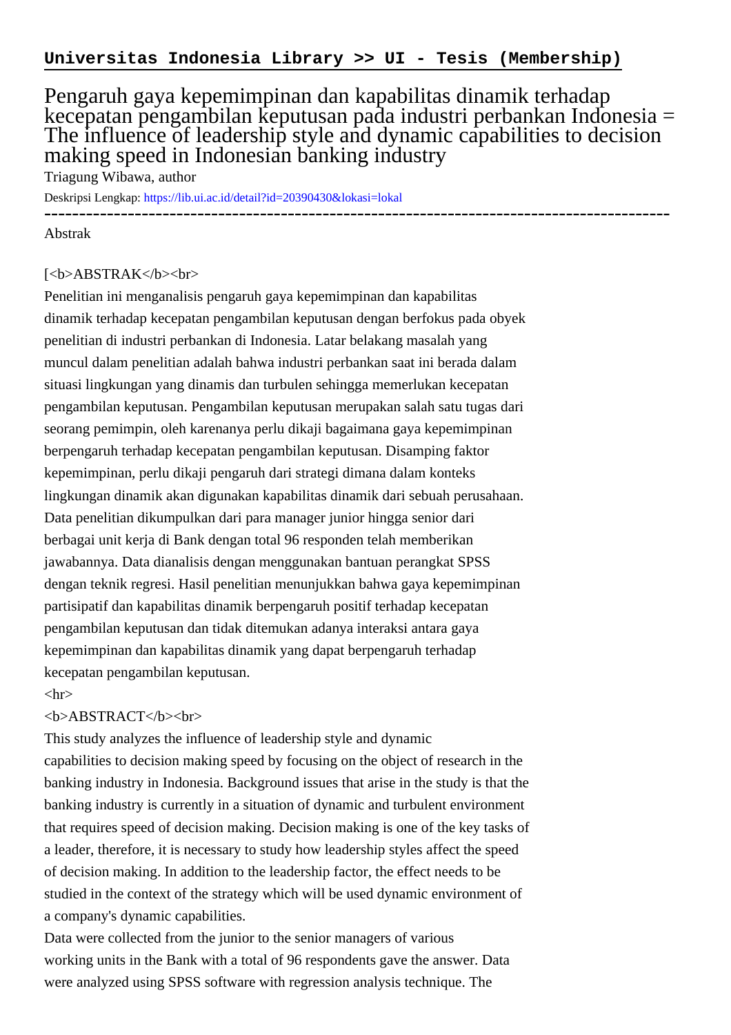**Universitas Indonesia Library >> UI - Tesis (Membership)**

# Pengaruh gaya kepemimpinan dan kapabilitas dinamik terhadap kecepatan pengambilan keputusan pada industri perbankan Indonesia = The influence of leadership style and dynamic capabilities to decision making speed in Indonesian banking industry

Triagung Wibawa, author

Deskripsi Lengkap: https://lib.ui.ac.id/detail?id=20390430&lokasi=lokal

------------------------------------------------------------------------------------------

Abstrak

[<b>ABSTRAK</b><br>

Penelitian ini menganalisis pengaruh gaya kepemimpinan dan kapabilitas dinamik terhadap kecepatan pengambilan keputusan dengan berfokus pada obyek penelitian di industri perbankan di Indonesia. Latar belakang masalah yang muncul dalam penelitian adalah bahwa industri perbankan saat ini berada dalam situasi lingkungan yang dinamis dan turbulen sehingga memerlukan kecepatan pengambilan keputusan. Pengambilan keputusan merupakan salah satu tugas dari seorang pemimpin, oleh karenanya perlu dikaji bagaimana gaya kepemimpinan berpengaruh terhadap kecepatan pengambilan keputusan. Disamping faktor kepemimpinan, perlu dikaji pengaruh dari strategi dimana dalam konteks lingkungan dinamik akan digunakan kapabilitas dinamik dari sebuah perusahaan. Data penelitian dikumpulkan dari para manager junior hingga senior dari berbagai unit kerja di Bank dengan total 96 responden telah memberikan jawabannya. Data dianalisis dengan menggunakan bantuan perangkat SPSS dengan teknik regresi. Hasil penelitian menunjukkan bahwa gaya kepemimpinan partisipatif dan kapabilitas dinamik berpengaruh positif terhadap kecepatan pengambilan keputusan dan tidak ditemukan adanya interaksi antara gaya kepemimpinan dan kapabilitas dinamik yang dapat berpengaruh terhadap kecepatan pengambilan keputusan.

<hr>

<b>ABSTRACT</b><br>

This study analyzes the influence of leadership style and dynamic capabilities to decision making speed by focusing on the object of research in the banking industry in Indonesia. Background issues that arise in the study is that the banking industry is currently in a situation of dynamic and turbulent environment that requires speed of decision making. Decision making is one of the key tasks of a leader, therefore, it is necessary to study how leadership styles affect the speed of decision making. In addition to the leadership factor, the effect needs to be studied in the context of the strategy which will be used dynamic environment of a company's dynamic capabilities.

Data were collected from the junior to the senior managers of various working units in the Bank with a total of 96 respondents gave the answer. Data were analyzed using SPSS software with regression analysis technique. The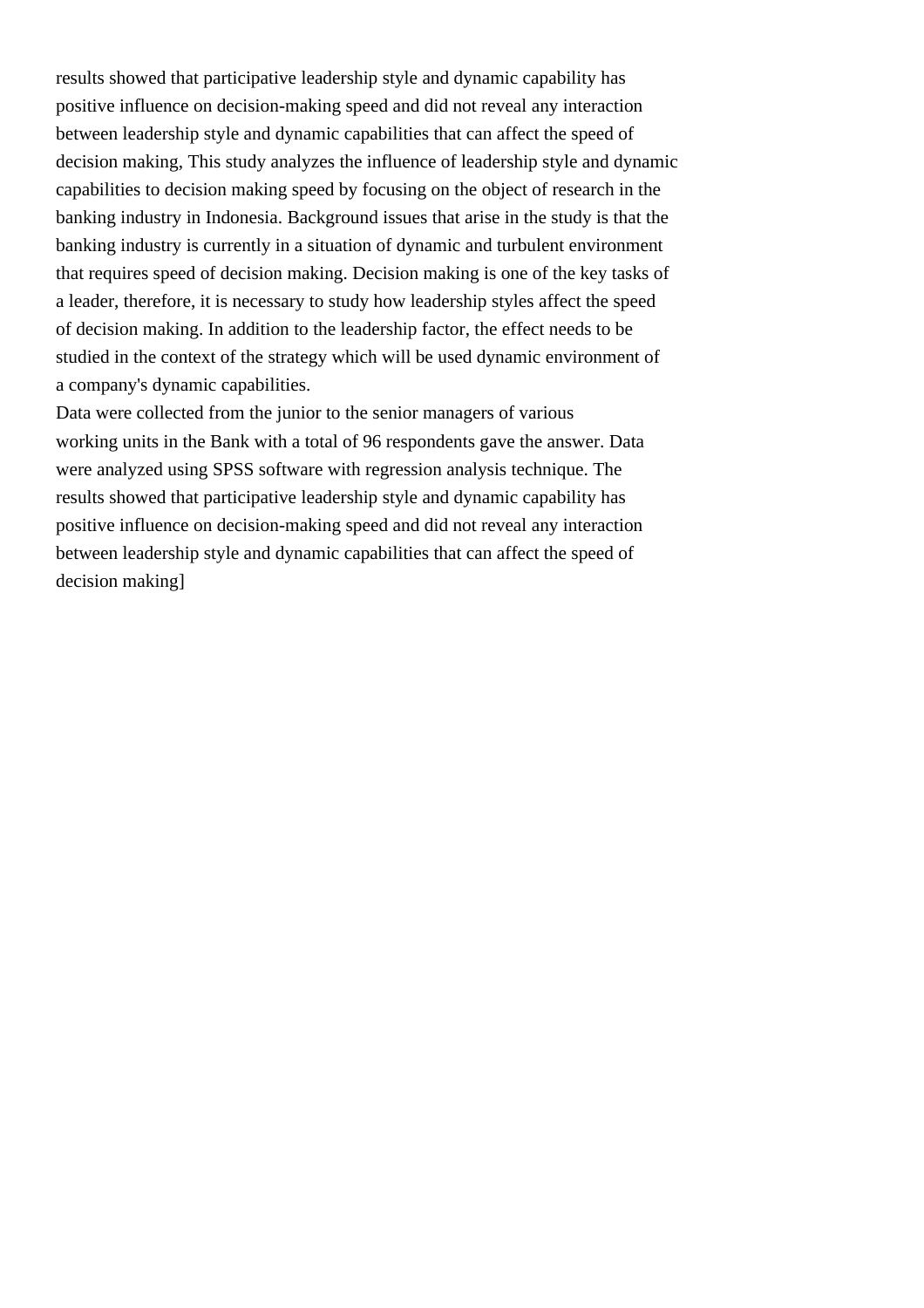results showed that participative leadership style and dynamic capability has positive influence on decision-making speed and did not reveal any interaction between leadership style and dynamic capabilities that can affect the speed of decision making, This study analyzes the influence of leadership style and dynamic capabilities to decision making speed by focusing on the object of research in the banking industry in Indonesia. Background issues that arise in the study is that the banking industry is currently in a situation of dynamic and turbulent environment that requires speed of decision making. Decision making is one of the key tasks of a leader, therefore, it is necessary to study how leadership styles affect the speed of decision making. In addition to the leadership factor, the effect needs to be studied in the context of the strategy which will be used dynamic environment of a company's dynamic capabilities.

Data were collected from the junior to the senior managers of various working units in the Bank with a total of 96 respondents gave the answer. Data were analyzed using SPSS software with regression analysis technique. The results showed that participative leadership style and dynamic capability has positive influence on decision-making speed and did not reveal any interaction between leadership style and dynamic capabilities that can affect the speed of decision making]